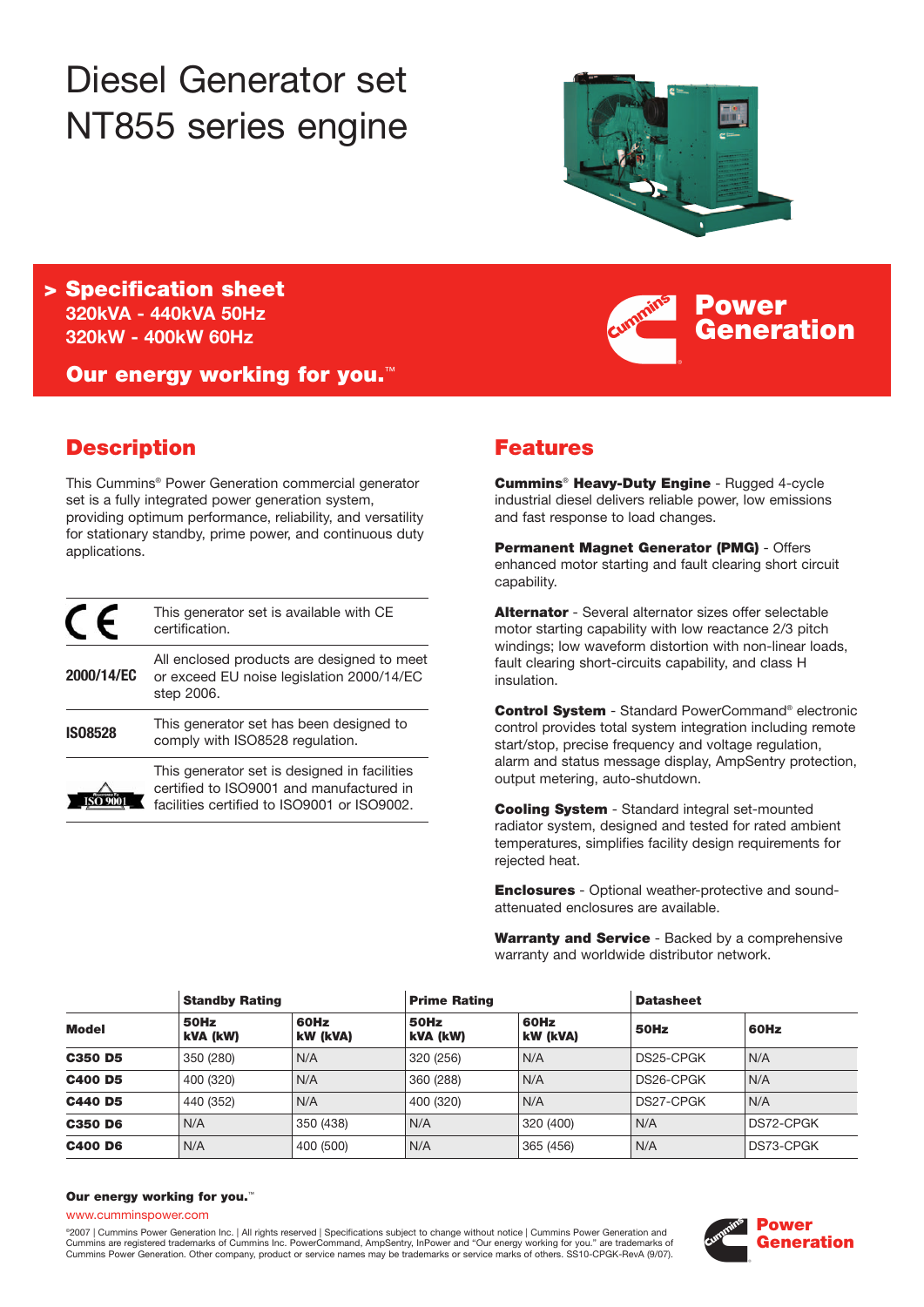# Diesel Generator set NT855 series engine

## > Specification sheet

**320kVA - 440kVA 50Hz**
**320kW - 400kW 60Hz**

**Our energy working for you.™**

Cummins Power Generation

## Description

This Cummins® Power Generation commercial generator set is a fully integrated power generation system, providing optimum performance, reliability, and versatility for stationary standby, prime power, and continuous duty applications.

| | |
|---|---|
| CE | This generator set is available with CE certification. |
| **2000/14/EC** | All enclosed products are designed to meet or exceed EU noise legislation 2000/14/EC step 2006. |
| **ISO8528** | This generator set has been designed to comply with ISO8528 regulation. |
| ISO 9001 | This generator set is designed in facilities certified to ISO9001 and manufactured in facilities certified to ISO9001 or ISO9002. |

## Features

**Cummins® Heavy-Duty Engine** - Rugged 4-cycle industrial diesel delivers reliable power, low emissions and fast response to load changes.

**Permanent Magnet Generator (PMG)** - Offers enhanced motor starting and fault clearing short circuit capability.

**Alternator** - Several alternator sizes offer selectable motor starting capability with low reactance 2/3 pitch windings; low waveform distortion with non-linear loads, fault clearing short-circuits capability, and class H insulation.

**Control System** - Standard PowerCommand® electronic control provides total system integration including remote start/stop, precise frequency and voltage regulation, alarm and status message display, AmpSentry protection, output metering, auto-shutdown.

**Cooling System** - Standard integral set-mounted radiator system, designed and tested for rated ambient temperatures, simplifies facility design requirements for rejected heat.

**Enclosures** - Optional weather-protective and sound-attenuated enclosures are available.

**Warranty and Service** - Backed by a comprehensive warranty and worldwide distributor network.

| | Standby Rating | | Prime Rating | | Datasheet | |
|---|---|---|---|---|---|---|
| **Model** | **50Hz kVA (kW)** | **60Hz kW (kVA)** | **50Hz kVA (kW)** | **60Hz kW (kVA)** | **50Hz** | **60Hz** |
| **C350 D5** | 350 (280) | N/A | 320 (256) | N/A | DS25-CPGK | N/A |
| **C400 D5** | 400 (320) | N/A | 360 (288) | N/A | DS26-CPGK | N/A |
| **C440 D5** | 440 (352) | N/A | 400 (320) | N/A | DS27-CPGK | N/A |
| **C350 D6** | N/A | 350 (438) | N/A | 320 (400) | N/A | DS72-CPGK |
| **C400 D6** | N/A | 400 (500) | N/A | 365 (456) | N/A | DS73-CPGK |

**Our energy working for you.™**

www.cumminspower.com

©2007 | Cummins Power Generation Inc. | All rights reserved | Specifications subject to change without notice | Cummins Power Generation and Cummins are registered trademarks of Cummins Inc. PowerCommand, AmpSentry, InPower and "Our energy working for you." are trademarks of Cummins Power Generation. Other company, product or service names may be trademarks or service marks of others. SS10-CPGK-RevA (9/07).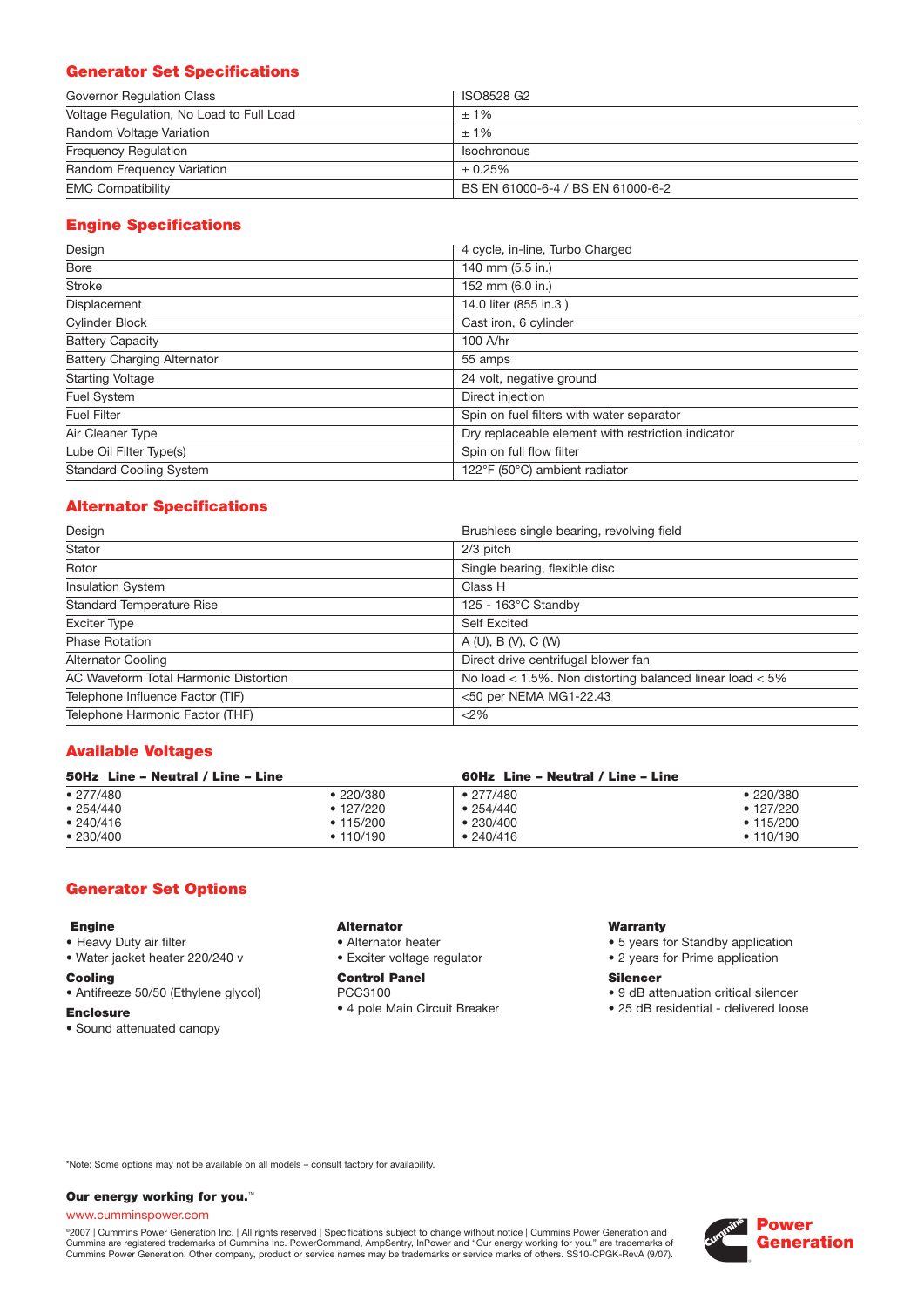## Generator Set Specifications

| | |
|---|---|
| Governor Regulation Class | ISO8528 G2 |
| Voltage Regulation, No Load to Full Load | ± 1% |
| Random Voltage Variation | ± 1% |
| Frequency Regulation | Isochronous |
| Random Frequency Variation | ± 0.25% |
| EMC Compatibility | BS EN 61000-6-4 / BS EN 61000-6-2 |

## Engine Specifications

| | |
|---|---|
| Design | 4 cycle, in-line, Turbo Charged |
| Bore | 140 mm (5.5 in.) |
| Stroke | 152 mm (6.0 in.) |
| Displacement | 14.0 liter (855 in.3 ) |
| Cylinder Block | Cast iron, 6 cylinder |
| Battery Capacity | 100 A/hr |
| Battery Charging Alternator | 55 amps |
| Starting Voltage | 24 volt, negative ground |
| Fuel System | Direct injection |
| Fuel Filter | Spin on fuel filters with water separator |
| Air Cleaner Type | Dry replaceable element with restriction indicator |
| Lube Oil Filter Type(s) | Spin on full flow filter |
| Standard Cooling System | 122°F (50°C) ambient radiator |

## Alternator Specifications

| | |
|---|---|
| Design | Brushless single bearing, revolving field |
| Stator | 2/3 pitch |
| Rotor | Single bearing, flexible disc |
| Insulation System | Class H |
| Standard Temperature Rise | 125 - 163°C Standby |
| Exciter Type | Self Excited |
| Phase Rotation | A (U), B (V), C (W) |
| Alternator Cooling | Direct drive centrifugal blower fan |
| AC Waveform Total Harmonic Distortion | No load < 1.5%. Non distorting balanced linear load < 5% |
| Telephone Influence Factor (TIF) | <50 per NEMA MG1-22.43 |
| Telephone Harmonic Factor (THF) | <2% |

## Available Voltages

| 50Hz Line – Neutral / Line – Line | | 60Hz Line – Neutral / Line – Line | |
|---|---|---|---|
| • 277/480 | • 220/380 | • 277/480 | • 220/380 |
| • 254/440 | • 127/220 | • 254/440 | • 127/220 |
| • 240/416 | • 115/200 | • 230/400 | • 115/200 |
| • 230/400 | • 110/190 | • 240/416 | • 110/190 |

## Generator Set Options

**Engine**
- Heavy Duty air filter
- Water jacket heater 220/240 v

**Cooling**
- Antifreeze 50/50 (Ethylene glycol)

**Enclosure**
- Sound attenuated canopy

**Alternator**
- Alternator heater
- Exciter voltage regulator

**Control Panel**

PCC3100
- 4 pole Main Circuit Breaker

**Warranty**
- 5 years for Standby application
- 2 years for Prime application

**Silencer**
- 9 dB attenuation critical silencer
- 25 dB residential - delivered loose

*Note: Some options may not be available on all models – consult factory for availability.

**Our energy working for you.™**

www.cumminspower.com

©2007 | Cummins Power Generation Inc. | All rights reserved | Specifications subject to change without notice | Cummins Power Generation and Cummins are registered trademarks of Cummins Inc. PowerCommand, AmpSentry, InPower and "Our energy working for you." are trademarks of Cummins Power Generation. Other company, product or service names may be trademarks or service marks of others. SS10-CPGK-RevA (9/07).

Power Generation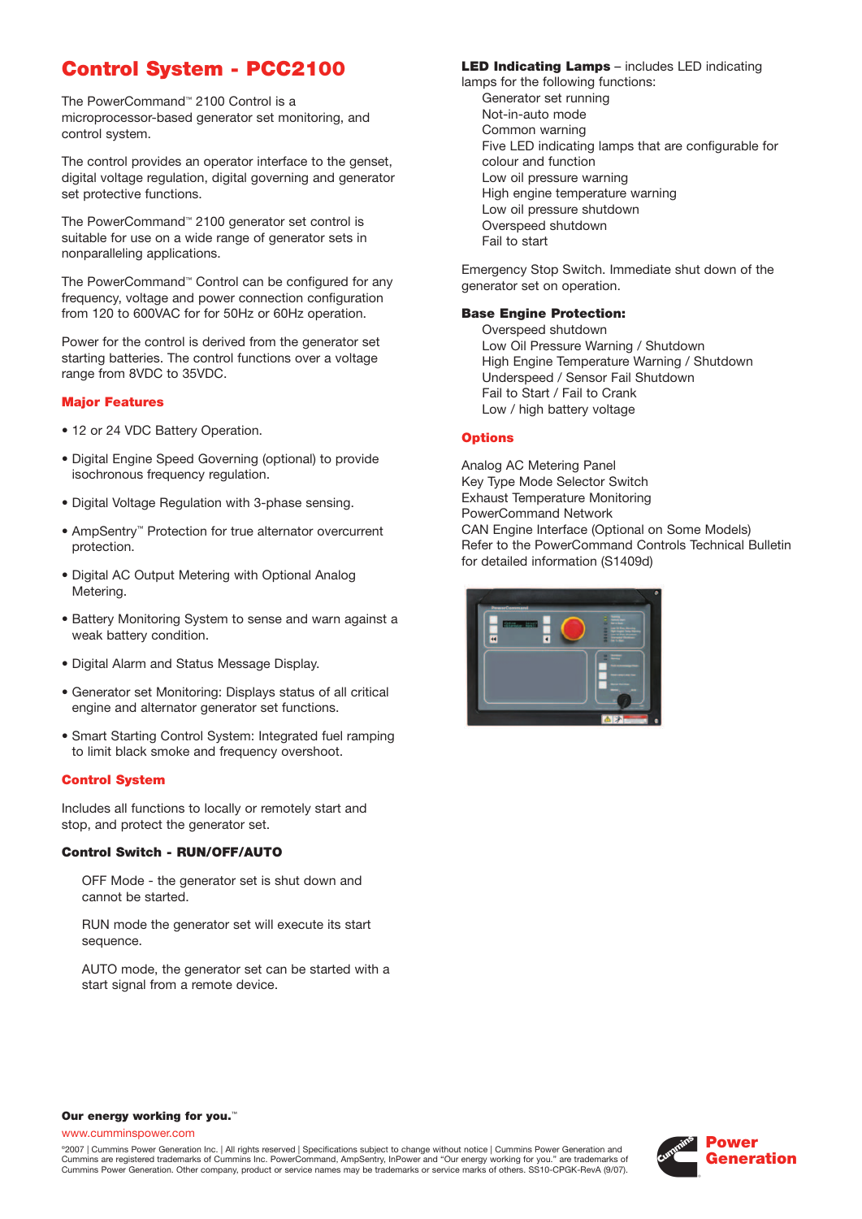# Control System - PCC2100

The PowerCommand™ 2100 Control is a microprocessor-based generator set monitoring, and control system.

The control provides an operator interface to the genset, digital voltage regulation, digital governing and generator set protective functions.

The PowerCommand™ 2100 generator set control is suitable for use on a wide range of generator sets in nonparalleling applications.

The PowerCommand™ Control can be configured for any frequency, voltage and power connection configuration from 120 to 600VAC for for 50Hz or 60Hz operation.

Power for the control is derived from the generator set starting batteries. The control functions over a voltage range from 8VDC to 35VDC.

## Major Features

- 12 or 24 VDC Battery Operation.
- Digital Engine Speed Governing (optional) to provide isochronous frequency regulation.
- Digital Voltage Regulation with 3-phase sensing.
- AmpSentry™ Protection for true alternator overcurrent protection.
- Digital AC Output Metering with Optional Analog Metering.
- Battery Monitoring System to sense and warn against a weak battery condition.
- Digital Alarm and Status Message Display.
- Generator set Monitoring: Displays status of all critical engine and alternator generator set functions.
- Smart Starting Control System: Integrated fuel ramping to limit black smoke and frequency overshoot.

## Control System

Includes all functions to locally or remotely start and stop, and protect the generator set.

### Control Switch - RUN/OFF/AUTO

OFF Mode - the generator set is shut down and cannot be started.

RUN mode the generator set will execute its start sequence.

AUTO mode, the generator set can be started with a start signal from a remote device.

**LED Indicating Lamps** – includes LED indicating lamps for the following functions:

- Generator set running
- Not-in-auto mode
- Common warning
- Five LED indicating lamps that are configurable for colour and function
- Low oil pressure warning
- High engine temperature warning
- Low oil pressure shutdown
- Overspeed shutdown
- Fail to start

Emergency Stop Switch. Immediate shut down of the generator set on operation.

### Base Engine Protection:

- Overspeed shutdown
- Low Oil Pressure Warning / Shutdown
- High Engine Temperature Warning / Shutdown
- Underspeed / Sensor Fail Shutdown
- Fail to Start / Fail to Crank
- Low / high battery voltage

## Options

Analog AC Metering Panel
Key Type Mode Selector Switch
Exhaust Temperature Monitoring
PowerCommand Network
CAN Engine Interface (Optional on Some Models)
Refer to the PowerCommand Controls Technical Bulletin for detailed information (S1409d)

**Our energy working for you.™**

www.cumminspower.com

©2007 | Cummins Power Generation Inc. | All rights reserved | Specifications subject to change without notice | Cummins Power Generation and Cummins are registered trademarks of Cummins Inc. PowerCommand, AmpSentry, InPower and "Our energy working for you." are trademarks of Cummins Power Generation. Other company, product or service names may be trademarks or service marks of others. SS10-CPGK-RevA (9/07).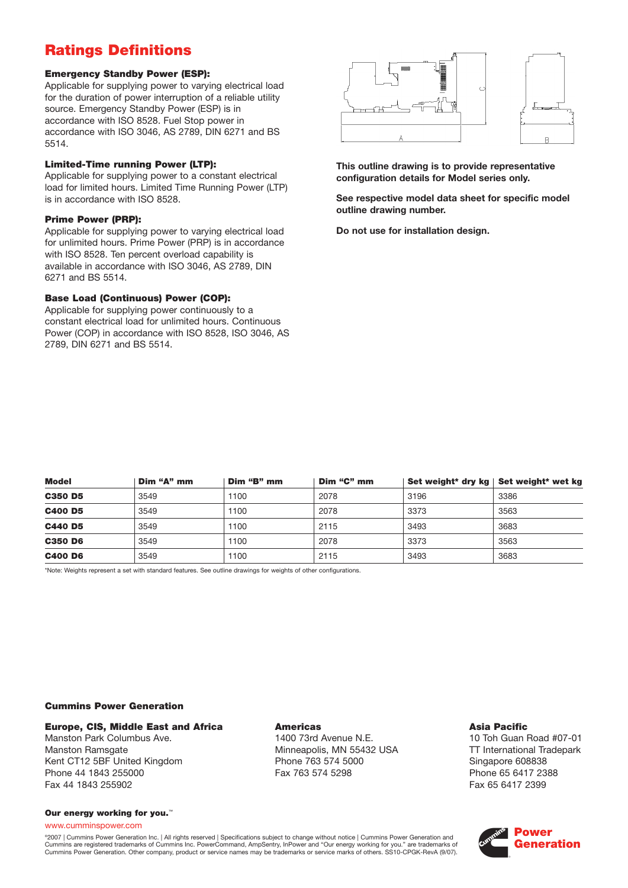## Ratings Definitions

**Emergency Standby Power (ESP):**
Applicable for supplying power to varying electrical load for the duration of power interruption of a reliable utility source. Emergency Standby Power (ESP) is in accordance with ISO 8528. Fuel Stop power in accordance with ISO 3046, AS 2789, DIN 6271 and BS 5514.

**Limited-Time running Power (LTP):**
Applicable for supplying power to a constant electrical load for limited hours. Limited Time Running Power (LTP) is in accordance with ISO 8528.

**Prime Power (PRP):**
Applicable for supplying power to varying electrical load for unlimited hours. Prime Power (PRP) is in accordance with ISO 8528. Ten percent overload capability is available in accordance with ISO 3046, AS 2789, DIN 6271 and BS 5514.

**Base Load (Continuous) Power (COP):**
Applicable for supplying power continuously to a constant electrical load for unlimited hours. Continuous Power (COP) in accordance with ISO 8528, ISO 3046, AS 2789, DIN 6271 and BS 5514.

A

B

C

**This outline drawing is to provide representative configuration details for Model series only.**

**See respective model data sheet for specific model outline drawing number.**

**Do not use for installation design.**

| Model | Dim "A" mm | Dim "B" mm | Dim "C" mm | Set weight* dry kg | Set weight* wet kg |
|---|---|---|---|---|---|
| **C350 D5** | 3549 | 1100 | 2078 | 3196 | 3386 |
| **C400 D5** | 3549 | 1100 | 2078 | 3373 | 3563 |
| **C440 D5** | 3549 | 1100 | 2115 | 3493 | 3683 |
| **C350 D6** | 3549 | 1100 | 2078 | 3373 | 3563 |
| **C400 D6** | 3549 | 1100 | 2115 | 3493 | 3683 |

*Note: Weights represent a set with standard features. See outline drawings for weights of other configurations.

**Cummins Power Generation**

**Europe, CIS, Middle East and Africa**
Manston Park Columbus Ave.
Manston Ramsgate
Kent CT12 5BF United Kingdom
Phone 44 1843 255000
Fax 44 1843 255902

**Americas**
1400 73rd Avenue N.E.
Minneapolis, MN 55432 USA
Phone 763 574 5000
Fax 763 574 5298

**Asia Pacific**
10 Toh Guan Road #07-01
TT International Tradepark
Singapore 608838
Phone 65 6417 2388
Fax 65 6417 2399

**Our energy working for you.**™

www.cumminspower.com

©2007 | Cummins Power Generation Inc. | All rights reserved | Specifications subject to change without notice | Cummins Power Generation and Cummins are registered trademarks of Cummins Inc. PowerCommand, AmpSentry, InPower and "Our energy working for you." are trademarks of Cummins Power Generation. Other company, product or service names may be trademarks or service marks of others. SS10-CPGK-RevA (9/07).

Power Generation